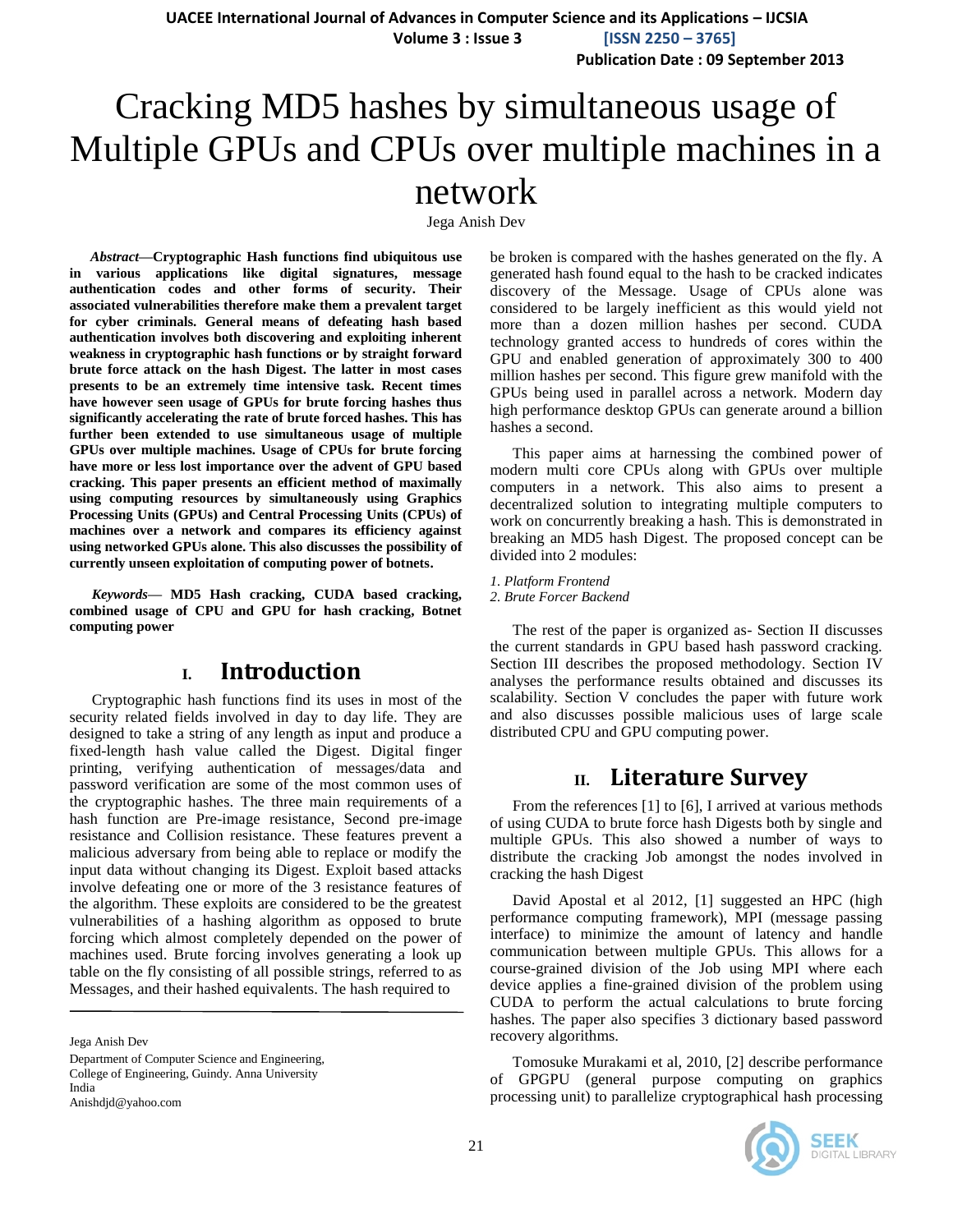# Cracking MD5 hashes by simultaneous usage of Multiple GPUs and CPUs over multiple machines in a network

Jega Anish Dev

***Abstract*—Cryptographic Hash functions find ubiquitous use in various applications like digital signatures, message authentication codes and other forms of security. Their associated vulnerabilities therefore make them a prevalent target for cyber criminals. General means of defeating hash based authentication involves both discovering and exploiting inherent weakness in cryptographic hash functions or by straight forward brute force attack on the hash Digest. The latter in most cases presents to be an extremely time intensive task. Recent times have however seen usage of GPUs for brute forcing hashes thus significantly accelerating the rate of brute forced hashes. This has further been extended to use simultaneous usage of multiple GPUs over multiple machines. Usage of CPUs for brute forcing have more or less lost importance over the advent of GPU based cracking. This paper presents an efficient method of maximally using computing resources by simultaneously using Graphics Processing Units (GPUs) and Central Processing Units (CPUs) of machines over a network and compares its efficiency against using networked GPUs alone. This also discusses the possibility of currently unseen exploitation of computing power of botnets.**

***Keywords*— MD5 Hash cracking, CUDA based cracking, combined usage of CPU and GPU for hash cracking, Botnet computing power**

## I. Introduction

Cryptographic hash functions find its uses in most of the security related fields involved in day to day life. They are designed to take a string of any length as input and produce a fixed-length hash value called the Digest. Digital finger printing, verifying authentication of messages/data and password verification are some of the most common uses of the cryptographic hashes. The three main requirements of a hash function are Pre-image resistance, Second pre-image resistance and Collision resistance. These features prevent a malicious adversary from being able to replace or modify the input data without changing its Digest. Exploit based attacks involve defeating one or more of the 3 resistance features of the algorithm. These exploits are considered to be the greatest vulnerabilities of a hashing algorithm as opposed to brute forcing which almost completely depended on the power of machines used. Brute forcing involves generating a look up table on the fly consisting of all possible strings, referred to as Messages, and their hashed equivalents. The hash required to be broken is compared with the hashes generated on the fly. A generated hash found equal to the hash to be cracked indicates discovery of the Message. Usage of CPUs alone was considered to be largely inefficient as this would yield not more than a dozen million hashes per second. CUDA technology granted access to hundreds of cores within the GPU and enabled generation of approximately 300 to 400 million hashes per second. This figure grew manifold with the GPUs being used in parallel across a network. Modern day high performance desktop GPUs can generate around a billion hashes a second.

Jega Anish Dev
Department of Computer Science and Engineering,
College of Engineering, Guindy. Anna University
India
Anishdjd@yahoo.com

This paper aims at harnessing the combined power of modern multi core CPUs along with GPUs over multiple computers in a network. This also aims to present a decentralized solution to integrating multiple computers to work on concurrently breaking a hash. This is demonstrated in breaking an MD5 hash Digest. The proposed concept can be divided into 2 modules:

*1. Platform Frontend*
*2. Brute Forcer Backend*

The rest of the paper is organized as- Section II discusses the current standards in GPU based hash password cracking. Section III describes the proposed methodology. Section IV analyses the performance results obtained and discusses its scalability. Section V concludes the paper with future work and also discusses possible malicious uses of large scale distributed CPU and GPU computing power.

## II. Literature Survey

From the references [1] to [6], I arrived at various methods of using CUDA to brute force hash Digests both by single and multiple GPUs. This also showed a number of ways to distribute the cracking Job amongst the nodes involved in cracking the hash Digest

David Apostal et al 2012, [1] suggested an HPC (high performance computing framework), MPI (message passing interface) to minimize the amount of latency and handle communication between multiple GPUs. This allows for a course-grained division of the Job using MPI where each device applies a fine-grained division of the problem using CUDA to perform the actual calculations to brute forcing hashes. The paper also specifies 3 dictionary based password recovery algorithms.

Tomosuke Murakami et al, 2010, [2] describe performance of GPGPU (general purpose computing on graphics processing unit) to parallelize cryptographical hash processing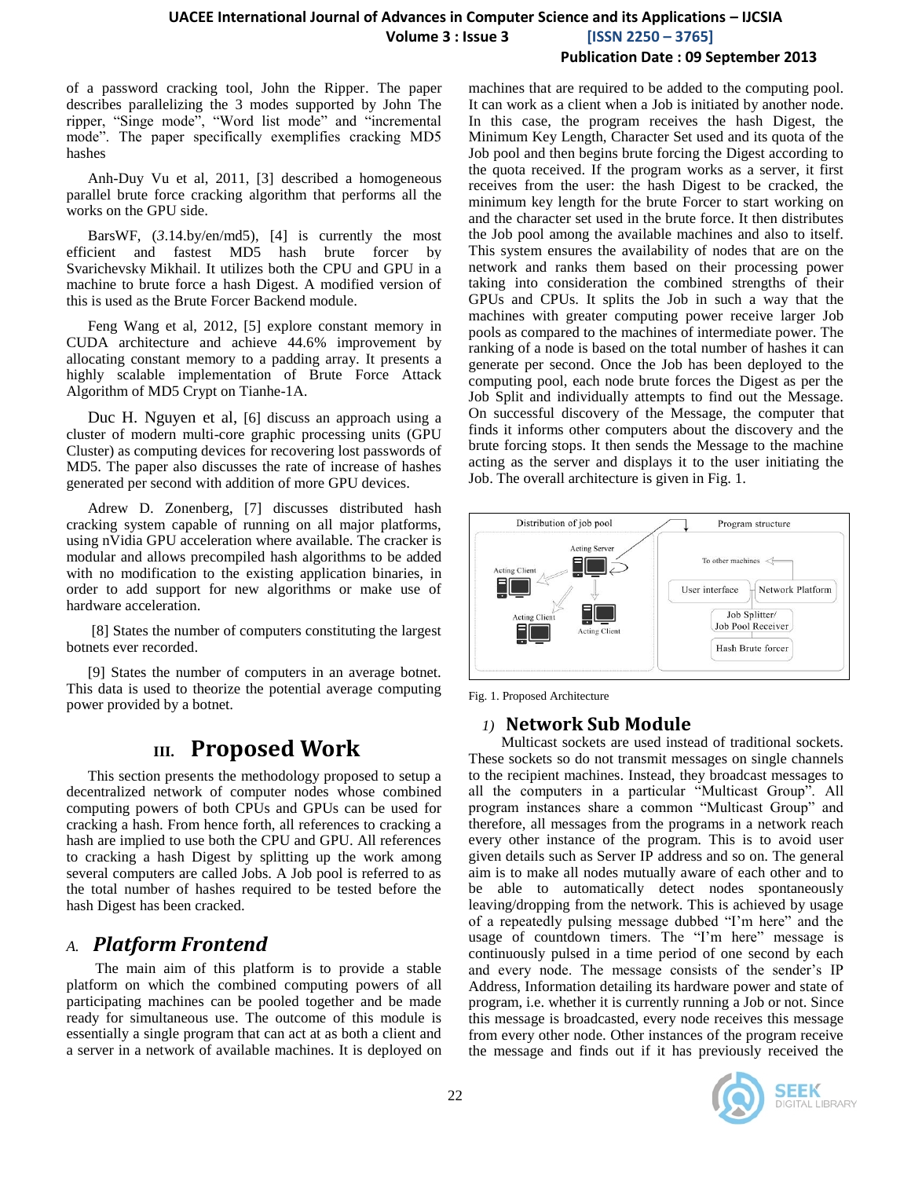of a password cracking tool, John the Ripper. The paper describes parallelizing the 3 modes supported by John The ripper, "Singe mode", "Word list mode" and "incremental mode". The paper specifically exemplifies cracking MD5 hashes

Anh-Duy Vu et al, 2011, [3] described a homogeneous parallel brute force cracking algorithm that performs all the works on the GPU side.

BarsWF, (*3*.14.by/en/md5), [4] is currently the most efficient and fastest MD5 hash brute forcer by Svarichevsky Mikhail. It utilizes both the CPU and GPU in a machine to brute force a hash Digest. A modified version of this is used as the Brute Forcer Backend module.

Feng Wang et al, 2012, [5] explore constant memory in CUDA architecture and achieve 44.6% improvement by allocating constant memory to a padding array. It presents a highly scalable implementation of Brute Force Attack Algorithm of MD5 Crypt on Tianhe-1A.

Duc H. Nguyen et al, [6] discuss an approach using a cluster of modern multi-core graphic processing units (GPU Cluster) as computing devices for recovering lost passwords of MD5. The paper also discusses the rate of increase of hashes generated per second with addition of more GPU devices.

Adrew D. Zonenberg, [7] discusses distributed hash cracking system capable of running on all major platforms, using nVidia GPU acceleration where available. The cracker is modular and allows precompiled hash algorithms to be added with no modification to the existing application binaries, in order to add support for new algorithms or make use of hardware acceleration.

[8] States the number of computers constituting the largest botnets ever recorded.

[9] States the number of computers in an average botnet. This data is used to theorize the potential average computing power provided by a botnet.

# III. Proposed Work

This section presents the methodology proposed to setup a decentralized network of computer nodes whose combined computing powers of both CPUs and GPUs can be used for cracking a hash. From hence forth, all references to cracking a hash are implied to use both the CPU and GPU. All references to cracking a hash Digest by splitting up the work among several computers are called Jobs. A Job pool is referred to as the total number of hashes required to be tested before the hash Digest has been cracked.

## A. *Platform Frontend*

The main aim of this platform is to provide a stable platform on which the combined computing powers of all participating machines can be pooled together and be made ready for simultaneous use. The outcome of this module is essentially a single program that can act at as both a client and a server in a network of available machines. It is deployed on machines that are required to be added to the computing pool. It can work as a client when a Job is initiated by another node. In this case, the program receives the hash Digest, the Minimum Key Length, Character Set used and its quota of the Job pool and then begins brute forcing the Digest according to the quota received. If the program works as a server, it first receives from the user: the hash Digest to be cracked, the minimum key length for the brute Forcer to start working on and the character set used in the brute force. It then distributes the Job pool among the available machines and also to itself. This system ensures the availability of nodes that are on the network and ranks them based on their processing power taking into consideration the combined strengths of their GPUs and CPUs. It splits the Job in such a way that the machines with greater computing power receive larger Job pools as compared to the machines of intermediate power. The ranking of a node is based on the total number of hashes it can generate per second. Once the Job has been deployed to the computing pool, each node brute forces the Digest as per the Job Split and individually attempts to find out the Message. On successful discovery of the Message, the computer that finds it informs other computers about the discovery and the brute forcing stops. It then sends the Message to the machine acting as the server and displays it to the user initiating the Job. The overall architecture is given in Fig. 1.

Fig. 1. Proposed Architecture

### 1) Network Sub Module

Multicast sockets are used instead of traditional sockets. These sockets so do not transmit messages on single channels to the recipient machines. Instead, they broadcast messages to all the computers in a particular "Multicast Group". All program instances share a common "Multicast Group" and therefore, all messages from the programs in a network reach every other instance of the program. This is to avoid user given details such as Server IP address and so on. The general aim is to make all nodes mutually aware of each other and to be able to automatically detect nodes spontaneously leaving/dropping from the network. This is achieved by usage of a repeatedly pulsing message dubbed "I'm here" and the usage of countdown timers. The "I'm here" message is continuously pulsed in a time period of one second by each and every node. The message consists of the sender's IP Address, Information detailing its hardware power and state of program, i.e. whether it is currently running a Job or not. Since this message is broadcasted, every node receives this message from every other node. Other instances of the program receive the message and finds out if it has previously received the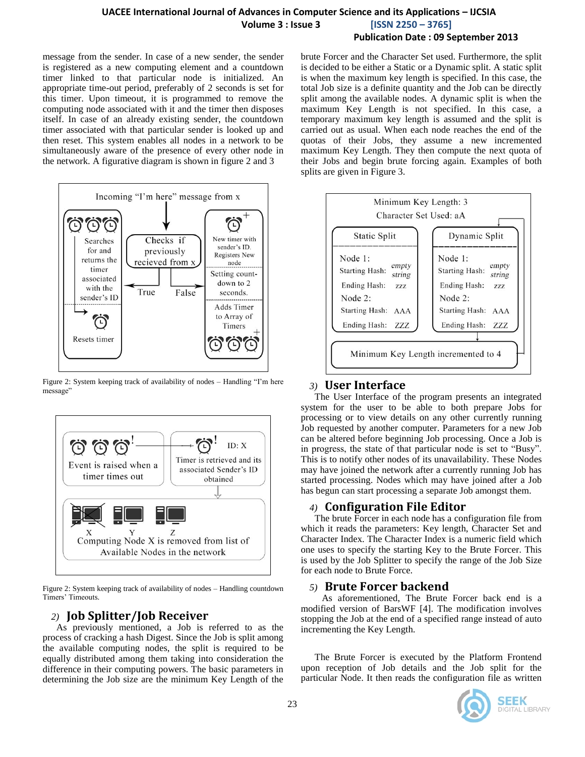message from the sender. In case of a new sender, the sender is registered as a new computing element and a countdown timer linked to that particular node is initialized. An appropriate time-out period, preferably of 2 seconds is set for this timer. Upon timeout, it is programmed to remove the computing node associated with it and the timer then disposes itself. In case of an already existing sender, the countdown timer associated with that particular sender is looked up and then reset. This system enables all nodes in a network to be simultaneously aware of the presence of every other node in the network. A figurative diagram is shown in figure 2 and 3

Figure 2: System keeping track of availability of nodes – Handling "I'm here message"

Figure 2: System keeping track of availability of nodes – Handling countdown Timers' Timeouts.

### 2) Job Splitter/Job Receiver

As previously mentioned, a Job is referred to as the process of cracking a hash Digest. Since the Job is split among the available computing nodes, the split is required to be equally distributed among them taking into consideration the difference in their computing powers. The basic parameters in determining the Job size are the minimum Key Length of the brute Forcer and the Character Set used. Furthermore, the split is decided to be either a Static or a Dynamic split. A static split is when the maximum key length is specified. In this case, the total Job size is a definite quantity and the Job can be directly split among the available nodes. A dynamic split is when the maximum Key Length is not specified. In this case, a temporary maximum key length is assumed and the split is carried out as usual. When each node reaches the end of the quotas of their Jobs, they assume a new incremented maximum Key Length. They then compute the next quota of their Jobs and begin brute forcing again. Examples of both splits are given in Figure 3.

### 3) User Interface

The User Interface of the program presents an integrated system for the user to be able to both prepare Jobs for processing or to view details on any other currently running Job requested by another computer. Parameters for a new Job can be altered before beginning Job processing. Once a Job is in progress, the state of that particular node is set to "Busy". This is to notify other nodes of its unavailability. These Nodes may have joined the network after a currently running Job has started processing. Nodes which may have joined after a Job has begun can start processing a separate Job amongst them.

### 4) Configuration File Editor

The brute Forcer in each node has a configuration file from which it reads the parameters: Key length, Character Set and Character Index. The Character Index is a numeric field which one uses to specify the starting Key to the Brute Forcer. This is used by the Job Splitter to specify the range of the Job Size for each node to Brute Force.

### 5) Brute Forcer backend

As aforementioned, The Brute Forcer back end is a modified version of BarsWF [4]. The modification involves stopping the Job at the end of a specified range instead of auto incrementing the Key Length.

The Brute Forcer is executed by the Platform Frontend upon reception of Job details and the Job split for the particular Node. It then reads the configuration file as written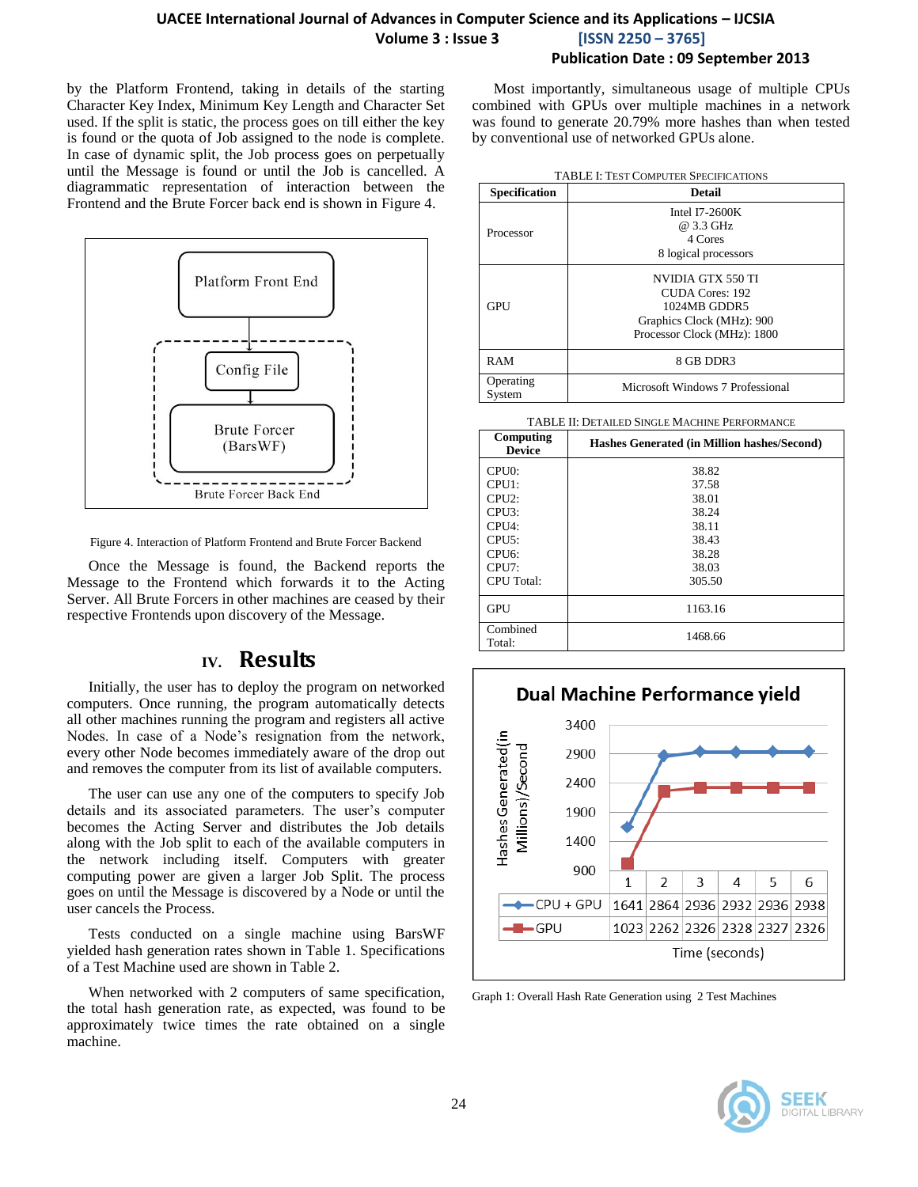by the Platform Frontend, taking in details of the starting Character Key Index, Minimum Key Length and Character Set used. If the split is static, the process goes on till either the key is found or the quota of Job assigned to the node is complete. In case of dynamic split, the Job process goes on perpetually until the Message is found or until the Job is cancelled. A diagrammatic representation of interaction between the Frontend and the Brute Forcer back end is shown in Figure 4.

Figure 4. Interaction of Platform Frontend and Brute Forcer Backend

Once the Message is found, the Backend reports the Message to the Frontend which forwards it to the Acting Server. All Brute Forcers in other machines are ceased by their respective Frontends upon discovery of the Message.

## IV. Results

Initially, the user has to deploy the program on networked computers. Once running, the program automatically detects all other machines running the program and registers all active Nodes. In case of a Node's resignation from the network, every other Node becomes immediately aware of the drop out and removes the computer from its list of available computers.

The user can use any one of the computers to specify Job details and its associated parameters. The user's computer becomes the Acting Server and distributes the Job details along with the Job split to each of the available computers in the network including itself. Computers with greater computing power are given a larger Job Split. The process goes on until the Message is discovered by a Node or until the user cancels the Process.

Tests conducted on a single machine using BarsWF yielded hash generation rates shown in Table 1. Specifications of a Test Machine used are shown in Table 2.

When networked with 2 computers of same specification, the total hash generation rate, as expected, was found to be approximately twice times the rate obtained on a single machine.

Most importantly, simultaneous usage of multiple CPUs combined with GPUs over multiple machines in a network was found to generate 20.79% more hashes than when tested by conventional use of networked GPUs alone.

TABLE I: TEST COMPUTER SPECIFICATIONS

| Specification | Detail |
|---|---|
| Processor | Intel I7-2600K<br>@ 3.3 GHz<br>4 Cores<br>8 logical processors |
| GPU | NVIDIA GTX 550 TI<br>CUDA Cores: 192<br>1024MB GDDR5<br>Graphics Clock (MHz): 900<br>Processor Clock (MHz): 1800 |
| RAM | 8 GB DDR3 |
| Operating System | Microsoft Windows 7 Professional |

TABLE II: DETAILED SINGLE MACHINE PERFORMANCE

| Computing Device | Hashes Generated (in Million hashes/Second) |
|---|---|
| CPU0: | 38.82 |
| CPU1: | 37.58 |
| CPU2: | 38.01 |
| CPU3: | 38.24 |
| CPU4: | 38.11 |
| CPU5: | 38.43 |
| CPU6: | 38.28 |
| CPU7: | 38.03 |
| CPU Total: | 305.50 |
| GPU | 1163.16 |
| Combined Total: | 1468.66 |

**Dual Machine Performance yield**

| Time (seconds) | 1 | 2 | 3 | 4 | 5 | 6 |
|---|---|---|---|---|---|---|
| CPU + GPU | 1641 | 2864 | 2936 | 2932 | 2936 | 2938 |
| GPU | 1023 | 2262 | 2326 | 2328 | 2327 | 2326 |

Graph 1: Overall Hash Rate Generation using 2 Test Machines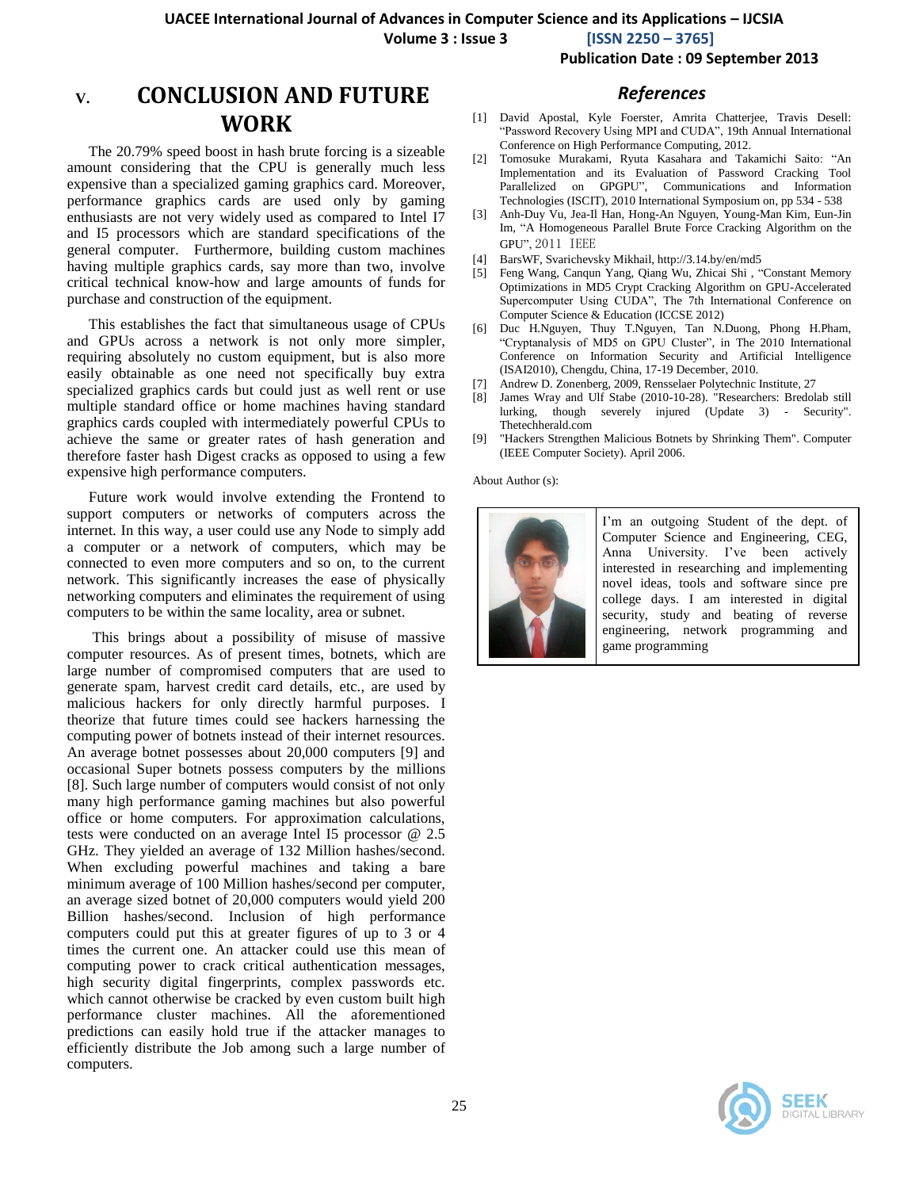# V. CONCLUSION AND FUTURE WORK

The 20.79% speed boost in hash brute forcing is a sizeable amount considering that the CPU is generally much less expensive than a specialized gaming graphics card. Moreover, performance graphics cards are used only by gaming enthusiasts are not very widely used as compared to Intel I7 and I5 processors which are standard specifications of the general computer. Furthermore, building custom machines having multiple graphics cards, say more than two, involve critical technical know-how and large amounts of funds for purchase and construction of the equipment.

This establishes the fact that simultaneous usage of CPUs and GPUs across a network is not only more simpler, requiring absolutely no custom equipment, but is also more easily obtainable as one need not specifically buy extra specialized graphics cards but could just as well rent or use multiple standard office or home machines having standard graphics cards coupled with intermediately powerful CPUs to achieve the same or greater rates of hash generation and therefore faster hash Digest cracks as opposed to using a few expensive high performance computers.

Future work would involve extending the Frontend to support computers or networks of computers across the internet. In this way, a user could use any Node to simply add a computer or a network of computers, which may be connected to even more computers and so on, to the current network. This significantly increases the ease of physically networking computers and eliminates the requirement of using computers to be within the same locality, area or subnet.

This brings about a possibility of misuse of massive computer resources. As of present times, botnets, which are large number of compromised computers that are used to generate spam, harvest credit card details, etc., are used by malicious hackers for only directly harmful purposes. I theorize that future times could see hackers harnessing the computing power of botnets instead of their internet resources. An average botnet possesses about 20,000 computers [9] and occasional Super botnets possess computers by the millions [8]. Such large number of computers would consist of not only many high performance gaming machines but also powerful office or home computers. For approximation calculations, tests were conducted on an average Intel I5 processor @ 2.5 GHz. They yielded an average of 132 Million hashes/second. When excluding powerful machines and taking a bare minimum average of 100 Million hashes/second per computer, an average sized botnet of 20,000 computers would yield 200 Billion hashes/second. Inclusion of high performance computers could put this at greater figures of up to 3 or 4 times the current one. An attacker could use this mean of computing power to crack critical authentication messages, high security digital fingerprints, complex passwords etc. which cannot otherwise be cracked by even custom built high performance cluster machines. All the aforementioned predictions can easily hold true if the attacker manages to efficiently distribute the Job among such a large number of computers.

## *References*

[1] David Apostal, Kyle Foerster, Amrita Chatterjee, Travis Desell: "Password Recovery Using MPI and CUDA", 19th Annual International Conference on High Performance Computing, 2012.

[2] Tomosuke Murakami, Ryuta Kasahara and Takamichi Saito: "An Implementation and its Evaluation of Password Cracking Tool Parallelized on GPGPU", Communications and Information Technologies (ISCIT), 2010 International Symposium on, pp 534 - 538

[3] Anh-Duy Vu, Jea-Il Han, Hong-An Nguyen, Young-Man Kim, Eun-Jin Im, "A Homogeneous Parallel Brute Force Cracking Algorithm on the GPU", 2011 IEEE

[4] BarsWF, Svarichevsky Mikhail, http://3.14.by/en/md5

[5] Feng Wang, Canqun Yang, Qiang Wu, Zhicai Shi , "Constant Memory Optimizations in MD5 Crypt Cracking Algorithm on GPU-Accelerated Supercomputer Using CUDA", The 7th International Conference on Computer Science & Education (ICCSE 2012)

[6] Duc H.Nguyen, Thuy T.Nguyen, Tan N.Duong, Phong H.Pham, "Cryptanalysis of MD5 on GPU Cluster", in The 2010 International Conference on Information Security and Artificial Intelligence (ISAI2010), Chengdu, China, 17-19 December, 2010.

[7] Andrew D. Zonenberg, 2009, Rensselaer Polytechnic Institute, 27

[8] James Wray and Ulf Stabe (2010-10-28). "Researchers: Bredolab still lurking, though severely injured (Update 3) - Security". Thetechherald.com

[9] "Hackers Strengthen Malicious Botnets by Shrinking Them". Computer (IEEE Computer Society). April 2006.

About Author (s):

I'm an outgoing Student of the dept. of Computer Science and Engineering, CEG, Anna University. I've been actively interested in researching and implementing novel ideas, tools and software since pre college days. I am interested in digital security, study and beating of reverse engineering, network programming and game programming